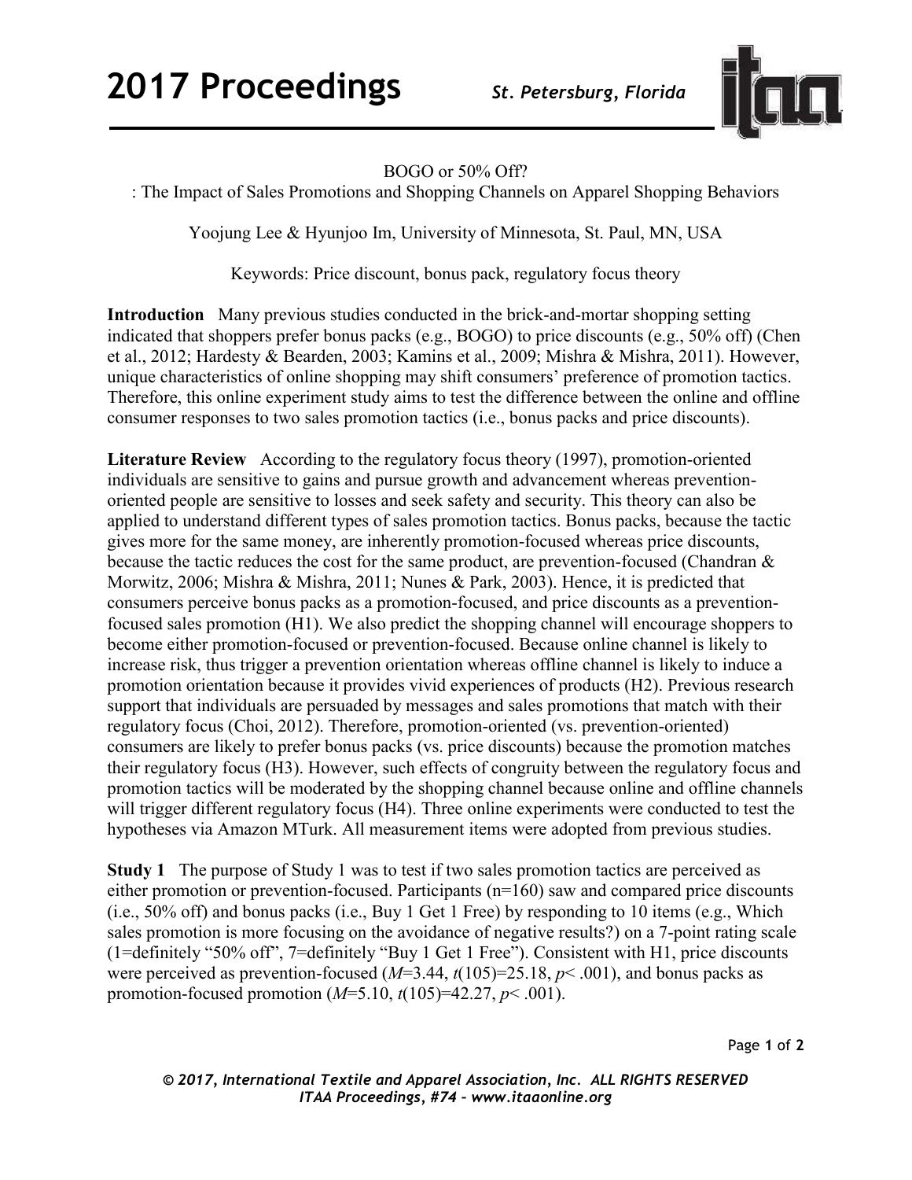BOGO or 50% Off?

: The Impact of Sales Promotions and Shopping Channels on Apparel Shopping Behaviors

Yoojung Lee & Hyunjoo Im, University of Minnesota, St. Paul, MN, USA

Keywords: Price discount, bonus pack, regulatory focus theory

**Introduction** Many previous studies conducted in the brick-and-mortar shopping setting indicated that shoppers prefer bonus packs (e.g., BOGO) to price discounts (e.g., 50% off) (Chen et al., 2012; Hardesty & Bearden, 2003; Kamins et al., 2009; Mishra & Mishra, 2011). However, unique characteristics of online shopping may shift consumers' preference of promotion tactics. Therefore, this online experiment study aims to test the difference between the online and offline consumer responses to two sales promotion tactics (i.e., bonus packs and price discounts).

**Literature Review** According to the regulatory focus theory (1997), promotion-oriented individuals are sensitive to gains and pursue growth and advancement whereas prevention-oriented people are sensitive to losses and seek safety and security. This theory can also be applied to understand different types of sales promotion tactics. Bonus packs, because the tactic gives more for the same money, are inherently promotion-focused whereas price discounts, because the tactic reduces the cost for the same product, are prevention-focused (Chandran & Morwitz, 2006; Mishra & Mishra, 2011; Nunes & Park, 2003). Hence, it is predicted that consumers perceive bonus packs as a promotion-focused, and price discounts as a prevention-focused sales promotion (H1). We also predict the shopping channel will encourage shoppers to become either promotion-focused or prevention-focused. Because online channel is likely to increase risk, thus trigger a prevention orientation whereas offline channel is likely to induce a promotion orientation because it provides vivid experiences of products (H2). Previous research support that individuals are persuaded by messages and sales promotions that match with their regulatory focus (Choi, 2012). Therefore, promotion-oriented (vs. prevention-oriented) consumers are likely to prefer bonus packs (vs. price discounts) because the promotion matches their regulatory focus (H3). However, such effects of congruity between the regulatory focus and promotion tactics will be moderated by the shopping channel because online and offline channels will trigger different regulatory focus (H4). Three online experiments were conducted to test the hypotheses via Amazon MTurk. All measurement items were adopted from previous studies.

**Study 1** The purpose of Study 1 was to test if two sales promotion tactics are perceived as either promotion or prevention-focused. Participants (n=160) saw and compared price discounts (i.e., 50% off) and bonus packs (i.e., Buy 1 Get 1 Free) by responding to 10 items (e.g., Which sales promotion is more focusing on the avoidance of negative results?) on a 7-point rating scale (1=definitely "50% off", 7=definitely "Buy 1 Get 1 Free"). Consistent with H1, price discounts were perceived as prevention-focused ($M$=3.44, $t(105)$=25.18, $p < .001$), and bonus packs as promotion-focused promotion ($M$=5.10, $t(105)$=42.27, $p < .001$).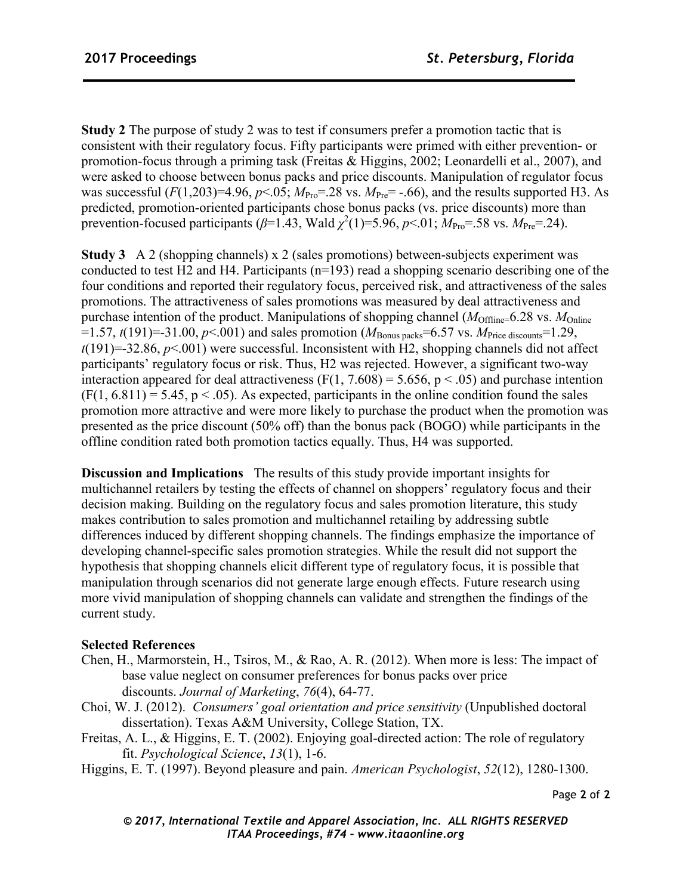**Study 2** The purpose of study 2 was to test if consumers prefer a promotion tactic that is consistent with their regulatory focus. Fifty participants were primed with either prevention- or promotion-focus through a priming task (Freitas & Higgins, 2002; Leonardelli et al., 2007), and were asked to choose between bonus packs and price discounts. Manipulation of regulator focus was successful ($F(1,203)=4.96$, $p<.05$; $M_{\text{Pro}}=.28$ vs. $M_{\text{Pre}}= -.66$), and the results supported H3. As predicted, promotion-oriented participants chose bonus packs (vs. price discounts) more than prevention-focused participants ($\beta=1.43$, Wald $\chi^2(1)=5.96$, $p<.01$; $M_{\text{Pro}}=.58$ vs. $M_{\text{Pre}}=.24$).

**Study 3** A 2 (shopping channels) x 2 (sales promotions) between-subjects experiment was conducted to test H2 and H4. Participants (n=193) read a shopping scenario describing one of the four conditions and reported their regulatory focus, perceived risk, and attractiveness of the sales promotions. The attractiveness of sales promotions was measured by deal attractiveness and purchase intention of the product. Manipulations of shopping channel ($M_{\text{Offline}}=6.28$ vs. $M_{\text{Online}}=1.57$, $t(191)=-31.00$, $p<.001$) and sales promotion ($M_{\text{Bonus packs}}=6.57$ vs. $M_{\text{Price discounts}}=1.29$, $t(191)=-32.86$, $p<.001$) were successful. Inconsistent with H2, shopping channels did not affect participants' regulatory focus or risk. Thus, H2 was rejected. However, a significant two-way interaction appeared for deal attractiveness ($F(1, 7.608) = 5.656$, $p < .05$) and purchase intention ($F(1, 6.811) = 5.45$, $p < .05$). As expected, participants in the online condition found the sales promotion more attractive and were more likely to purchase the product when the promotion was presented as the price discount (50% off) than the bonus pack (BOGO) while participants in the offline condition rated both promotion tactics equally. Thus, H4 was supported.

**Discussion and Implications** The results of this study provide important insights for multichannel retailers by testing the effects of channel on shoppers' regulatory focus and their decision making. Building on the regulatory focus and sales promotion literature, this study makes contribution to sales promotion and multichannel retailing by addressing subtle differences induced by different shopping channels. The findings emphasize the importance of developing channel-specific sales promotion strategies. While the result did not support the hypothesis that shopping channels elicit different type of regulatory focus, it is possible that manipulation through scenarios did not generate large enough effects. Future research using more vivid manipulation of shopping channels can validate and strengthen the findings of the current study.

**Selected References**

Chen, H., Marmorstein, H., Tsiros, M., & Rao, A. R. (2012). When more is less: The impact of base value neglect on consumer preferences for bonus packs over price discounts. *Journal of Marketing*, *76*(4), 64-77.

Choi, W. J. (2012). *Consumers' goal orientation and price sensitivity* (Unpublished doctoral dissertation). Texas A&M University, College Station, TX.

Freitas, A. L., & Higgins, E. T. (2002). Enjoying goal-directed action: The role of regulatory fit. *Psychological Science*, *13*(1), 1-6.

Higgins, E. T. (1997). Beyond pleasure and pain. *American Psychologist*, *52*(12), 1280-1300.